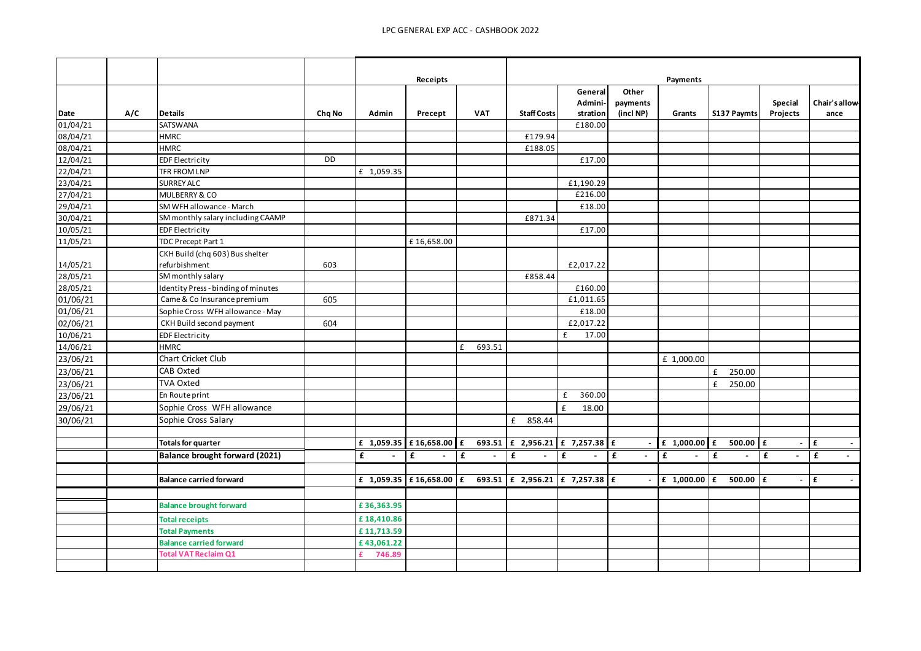# LPC GENERAL EXP ACC - CASHBOOK 2022

| Date | A/C | Details | Chq No | Receipts | | | Payments | | | | | | |
|---|---|---|---|---|---|---|---|---|---|---|---|---|---|
| | | | | Admin | Precept | VAT | Staff Costs | General Admini-stration | Other payments (incl NP) | Grants | S137 Paymts | Special Projects | Chair's allow-ance |
| 01/04/21 | | SATSWANA | | | | | | £180.00 | | | | | |
| 08/04/21 | | HMRC | | | | | £179.94 | | | | | | |
| 08/04/21 | | HMRC | | | | | £188.05 | | | | | | |
| 12/04/21 | | EDF Electricity | DD | | | | | £17.00 | | | | | |
| 22/04/21 | | TFR FROM LNP | | £ 1,059.35 | | | | | | | | | |
| 23/04/21 | | SURREY ALC | | | | | | £1,190.29 | | | | | |
| 27/04/21 | | MULBERRY & CO | | | | | | £216.00 | | | | | |
| 29/04/21 | | SM WFH allowance - March | | | | | | £18.00 | | | | | |
| 30/04/21 | | SM monthly salary including CAAMP | | | | | £871.34 | | | | | | |
| 10/05/21 | | EDF Electricity | | | | | | £17.00 | | | | | |
| 11/05/21 | | TDC Precept Part 1 | | | £ 16,658.00 | | | | | | | | |
| 14/05/21 | | CKH Build (chq 603) Bus shelter refurbishment | 603 | | | | | £2,017.22 | | | | | |
| 28/05/21 | | SM monthly salary | | | | | £858.44 | | | | | | |
| 28/05/21 | | Identity Press - binding of minutes | | | | | | £160.00 | | | | | |
| 01/06/21 | | Came & Co Insurance premium | 605 | | | | | £1,011.65 | | | | | |
| 01/06/21 | | Sophie Cross WFH allowance - May | | | | | | £18.00 | | | | | |
| 02/06/21 | | CKH Build second payment | 604 | | | | | £2,017.22 | | | | | |
| 10/06/21 | | EDF Electricity | | | | | | £ 17.00 | | | | | |
| 14/06/21 | | HMRC | | | | £ 693.51 | | | | | | | |
| 23/06/21 | | Chart Cricket Club | | | | | | | | £ 1,000.00 | | | |
| 23/06/21 | | CAB Oxted | | | | | | | | | £ 250.00 | | |
| 23/06/21 | | TVA Oxted | | | | | | | | | £ 250.00 | | |
| 23/06/21 | | En Route print | | | | | | £ 360.00 | | | | | |
| 29/06/21 | | Sophie Cross WFH allowance | | | | | | £ 18.00 | | | | | |
| 30/06/21 | | Sophie Cross Salary | | | | | £ 858.44 | | | | | | |
| | | **Totals for quarter** | | £ 1,059.35 | £ 16,658.00 | £ 693.51 | £ 2,956.21 | £ 7,257.38 | £ - | £ 1,000.00 | £ 500.00 | £ - | £ - |
| | | **Balance brought forward (2021)** | | £ - | £ - | £ - | £ - | £ - | £ - | £ - | £ - | £ - | £ - |
| | | **Balance carried forward** | | £ 1,059.35 | £ 16,658.00 | £ 693.51 | £ 2,956.21 | £ 7,257.38 | £ - | £ 1,000.00 | £ 500.00 | £ - | £ - |
| | | **Balance brought forward** | | £ 36,363.95 | | | | | | | | | |
| | | **Total receipts** | | £ 18,410.86 | | | | | | | | | |
| | | **Total Payments** | | £ 11,713.59 | | | | | | | | | |
| | | **Balance carried forward** | | £ 43,061.22 | | | | | | | | | |
| | | **Total VAT Reclaim Q1** | | £ 746.89 | | | | | | | | | |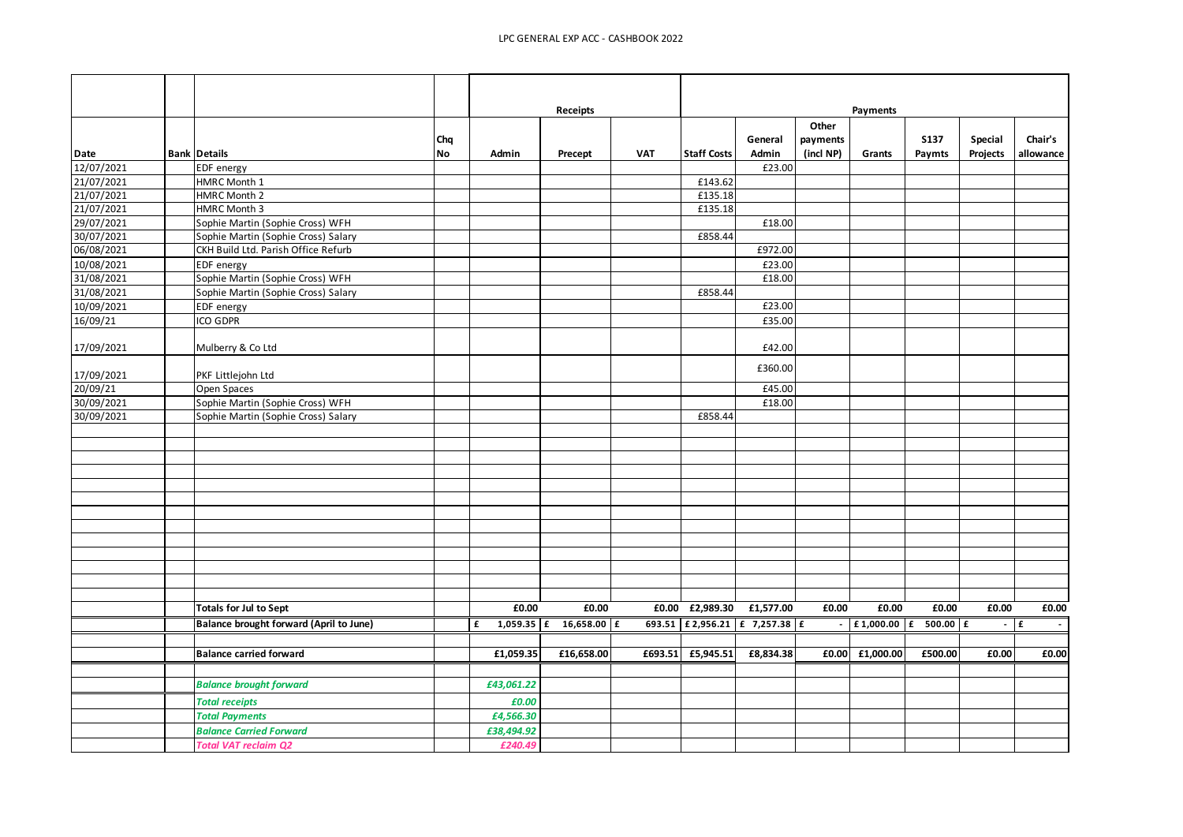LPC GENERAL EXP ACC - CASHBOOK 2022

| Date | Bank | Details | Chq No | Receipts | | | Payments | | | | | | | |
|---|---|---|---|---|---|---|---|---|---|---|---|---|---|---|
| | | | | Admin | Precept | VAT | Staff Costs | General Admin | Other payments (incl NP) | Grants | S137 Paymts | Special Projects | Chair's allowance |
| 12/07/2021 | | EDF energy | | | | | | £23.00 | | | | | |
| 21/07/2021 | | HMRC Month 1 | | | | | £143.62 | | | | | | |
| 21/07/2021 | | HMRC Month 2 | | | | | £135.18 | | | | | | |
| 21/07/2021 | | HMRC Month 3 | | | | | £135.18 | | | | | | |
| 29/07/2021 | | Sophie Martin (Sophie Cross) WFH | | | | | | £18.00 | | | | | |
| 30/07/2021 | | Sophie Martin (Sophie Cross) Salary | | | | | £858.44 | | | | | | |
| 06/08/2021 | | CKH Build Ltd. Parish Office Refurb | | | | | | £972.00 | | | | | |
| 10/08/2021 | | EDF energy | | | | | | £23.00 | | | | | |
| 31/08/2021 | | Sophie Martin (Sophie Cross) WFH | | | | | | £18.00 | | | | | |
| 31/08/2021 | | Sophie Martin (Sophie Cross) Salary | | | | | £858.44 | | | | | | |
| 10/09/2021 | | EDF energy | | | | | | £23.00 | | | | | |
| 16/09/21 | | ICO GDPR | | | | | | £35.00 | | | | | |
| 17/09/2021 | | Mulberry & Co Ltd | | | | | | £42.00 | | | | | |
| 17/09/2021 | | PKF Littlejohn Ltd | | | | | | £360.00 | | | | | |
| 20/09/21 | | Open Spaces | | | | | | £45.00 | | | | | |
| 30/09/2021 | | Sophie Martin (Sophie Cross) WFH | | | | | | £18.00 | | | | | |
| 30/09/2021 | | Sophie Martin (Sophie Cross) Salary | | | | | £858.44 | | | | | | |
| | | **Totals for Jul to Sept** | | £0.00 | £0.00 | £0.00 | £2,989.30 | £1,577.00 | £0.00 | £0.00 | £0.00 | £0.00 | £0.00 |
| | | **Balance brought forward (April to June)** | | £ 1,059.35 | £ 16,658.00 | £ 693.51 | £ 2,956.21 | £ 7,257.38 | £ - | £ 1,000.00 | £ 500.00 | £ - | £ - |
| | | **Balance carried forward** | | £1,059.35 | £16,658.00 | £693.51 | £5,945.51 | £8,834.38 | £0.00 | £1,000.00 | £500.00 | £0.00 | £0.00 |
| | | ***Balance brought forward*** | | *£43,061.22* | | | | | | | | | |
| | | ***Total receipts*** | | *£0.00* | | | | | | | | | |
| | | ***Total Payments*** | | *£4,566.30* | | | | | | | | | |
| | | ***Balance Carried Forward*** | | *£38,494.92* | | | | | | | | | |
| | | ***Total VAT reclaim Q2*** | | *£240.49* | | | | | | | | | |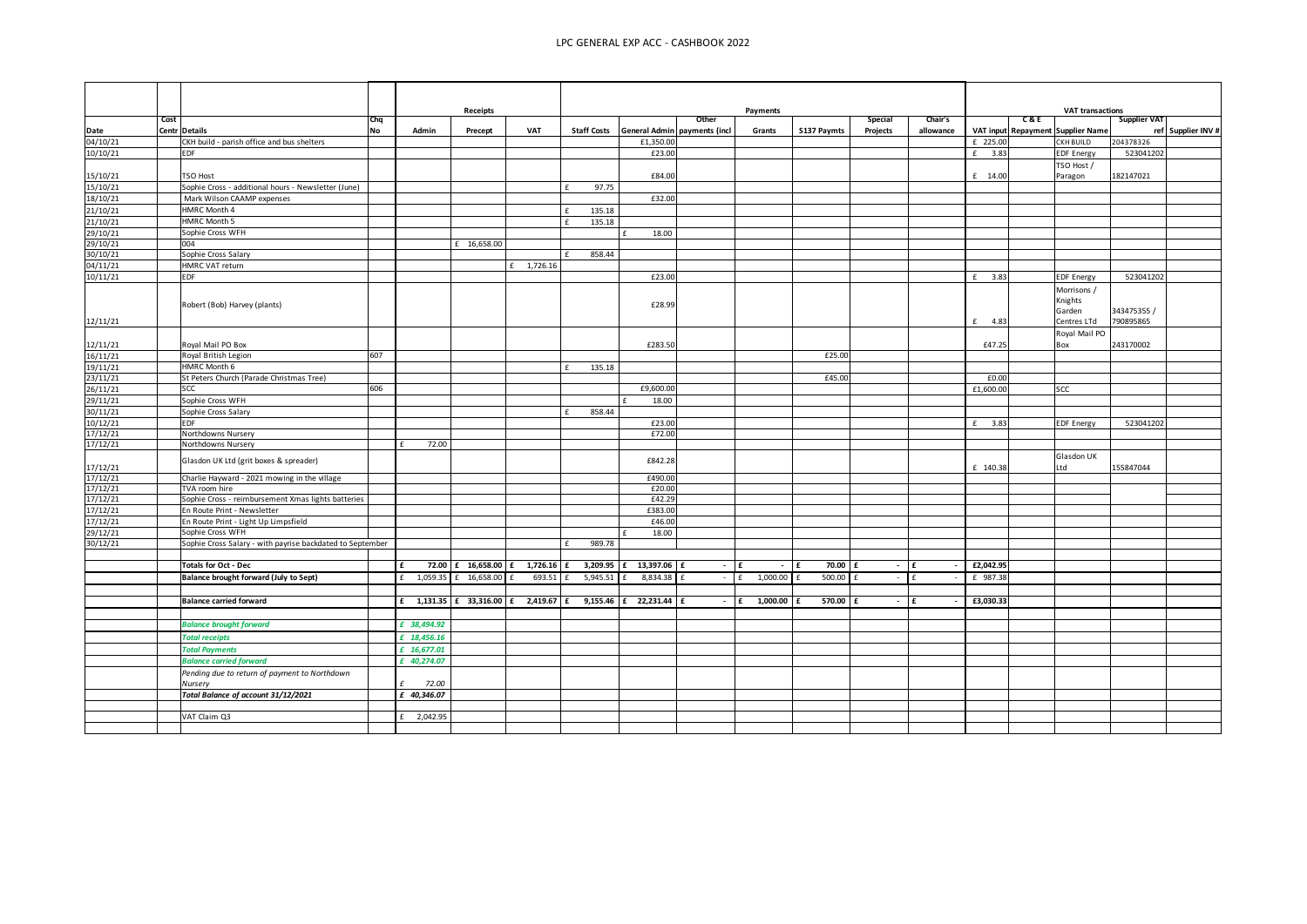# LPC GENERAL EXP ACC - CASHBOOK 2022

| Date | Cost Centr | Details | Chq No | Receipts: Admin | Receipts: Precept | Receipts: VAT | Payments: Staff Costs | Payments: General Admin | Payments: Other payments (incl | Payments: Grants | Payments: S137 Paymts | Payments: Special Projects | Payments: Chair's allowance | VAT transactions: VAT input | VAT transactions: C & E Repayment | VAT transactions: Supplier Name | VAT transactions: Supplier VAT ref | VAT transactions: Supplier INV # |
|---|---|---|---|---|---|---|---|---|---|---|---|---|---|---|---|---|---|---|
| 04/10/21 | | CKH build - parish office and bus shelters | | | | | | £1,350.00 | | | | | | £ 225.00 | | CKH BUILD | 204378326 | |
| 10/10/21 | | EDF | | | | | | £23.00 | | | | | | £ 3.83 | | EDF Energy | 523041202 | |
| 15/10/21 | | TSO Host | | | | | | £84.00 | | | | | | £ 14.00 | | TSO Host / Paragon | 182147021 | |
| 15/10/21 | | Sophie Cross - additional hours - Newsletter (June) | | | | | £ 97.75 | | | | | | | | | | | |
| 18/10/21 | | Mark Wilson CAAMP expenses | | | | | | £32.00 | | | | | | | | | | |
| 21/10/21 | | HMRC Month 4 | | | | | £ 135.18 | | | | | | | | | | | |
| 21/10/21 | | HMRC Month 5 | | | | | £ 135.18 | | | | | | | | | | | |
| 29/10/21 | | Sophie Cross WFH | | | | | | £ 18.00 | | | | | | | | | | |
| 29/10/21 | | 004 | | | £ 16,658.00 | | | | | | | | | | | | | |
| 30/10/21 | | Sophie Cross Salary | | | | | £ 858.44 | | | | | | | | | | | |
| 04/11/21 | | HMRC VAT return | | | | £ 1,726.16 | | | | | | | | | | | | |
| 10/11/21 | | EDF | | | | | | £23.00 | | | | | | £ 3.83 | | EDF Energy | 523041202 | |
| 12/11/21 | | Robert (Bob) Harvey (plants) | | | | | | £28.99 | | | | | | £ 4.83 | | Morrisons / Knights Garden Centres LTd | 343475355 / 790895865 | |
| 12/11/21 | | Royal Mail PO Box | | | | | | £283.50 | | | | | | £47.25 | | Royal Mail PO Box | 243170002 | |
| 16/11/21 | | Royal British Legion | 607 | | | | | | | | £25.00 | | | | | | | |
| 19/11/21 | | HMRC Month 6 | | | | | £ 135.18 | | | | | | | | | | | |
| 23/11/21 | | St Peters Church (Parade Christmas Tree) | | | | | | | | | £45.00 | | | £0.00 | | | | |
| 26/11/21 | | SCC | 606 | | | | | £9,600.00 | | | | | | £1,600.00 | | SCC | | |
| 29/11/21 | | Sophie Cross WFH | | | | | | £ 18.00 | | | | | | | | | | |
| 30/11/21 | | Sophie Cross Salary | | | | | £ 858.44 | | | | | | | | | | | |
| 10/12/21 | | EDF | | | | | | £23.00 | | | | | | £ 3.83 | | EDF Energy | 523041202 | |
| 17/12/21 | | Northdowns Nursery | | | | | | £72.00 | | | | | | | | | | |
| 17/12/21 | | Northdowns Nursery | | £ 72.00 | | | | | | | | | | | | | | |
| 17/12/21 | | Glasdon UK Ltd (grit boxes & spreader) | | | | | | £842.28 | | | | | | £ 140.38 | | Glasdon UK Ltd | 155847044 | |
| 17/12/21 | | Charlie Hayward - 2021 mowing in the village | | | | | | £490.00 | | | | | | | | | | |
| 17/12/21 | | TVA room hire | | | | | | £20.00 | | | | | | | | | | |
| 17/12/21 | | Sophie Cross - reimbursement Xmas lights batteries | | | | | | £42.29 | | | | | | | | | | |
| 17/12/21 | | En Route Print - Newsletter | | | | | | £383.00 | | | | | | | | | | |
| 17/12/21 | | En Route Print - Light Up Limpsfield | | | | | | £46.00 | | | | | | | | | | |
| 29/12/21 | | Sophie Cross WFH | | | | | | £ 18.00 | | | | | | | | | | |
| 30/12/21 | | Sophie Cross Salary - with payrise backdated to September | | | | | £ 989.78 | | | | | | | | | | | |
| | | | | | | | | | | | | | | | | | | |
| | | **Totals for Oct - Dec** | | £ 72.00 | £ 16,658.00 | £ 1,726.16 | £ 3,209.95 | £ 13,397.06 | £ - | £ - | £ 70.00 | £ - | £ - | £2,042.95 | | | | |
| | | **Balance brought forward (July to Sept)** | | £ 1,059.35 | £ 16,658.00 | £ 693.51 | £ 5,945.51 | £ 8,834.38 | £ - | £ 1,000.00 | £ 500.00 | £ - | £ - | £ 987.38 | | | | |
| | | | | | | | | | | | | | | | | | | |
| | | **Balance carried forward** | | £ 1,131.35 | £ 33,316.00 | £ 2,419.67 | £ 9,155.46 | £ 22,231.44 | £ - | £ 1,000.00 | £ 570.00 | £ - | £ - | £3,030.33 | | | | |
| | | | | | | | | | | | | | | | | | | |
| | | ***Balance brought forward*** | | *£ 38,494.92* | | | | | | | | | | | | | | |
| | | ***Total receipts*** | | *£ 18,456.16* | | | | | | | | | | | | | | |
| | | ***Total Payments*** | | *£ 16,677.01* | | | | | | | | | | | | | | |
| | | ***Balance carried forward*** | | *£ 40,274.07* | | | | | | | | | | | | | | |
| | | *Pending due to return of payment to Northdown Nursery* | | *£ 72.00* | | | | | | | | | | | | | | |
| | | ***Total Balance of account 31/12/2021*** | | ***£ 40,346.07*** | | | | | | | | | | | | | | |
| | | | | | | | | | | | | | | | | | | |
| | | VAT Claim Q3 | | £ 2,042.95 | | | | | | | | | | | | | | |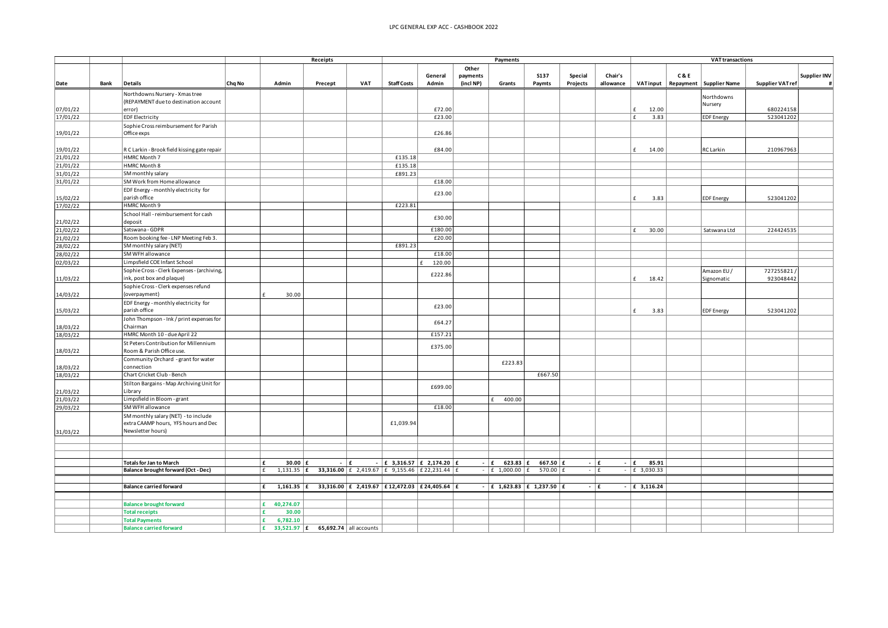# LPC GENERAL EXP ACC - CASHBOOK 2022

| Date | Bank | Details | Chq No | Receipts: Admin | Receipts: Precept | Receipts: VAT | Payments: Staff Costs | Payments: General Admin | Payments: Other payments (incl NP) | Payments: Grants | Payments: S137 Paymts | Payments: Special Projects | Payments: Chair's allowance | VAT transactions: VAT input | VAT transactions: C & E Repayment | VAT transactions: Supplier Name | VAT transactions: Supplier VAT ref | Supplier INV # |
|---|---|---|---|---|---|---|---|---|---|---|---|---|---|---|---|---|---|---|
| 07/01/22 | | Northdowns Nursery - Xmas tree (REPAYMENT due to destination account error) | | | | | | £72.00 | | | | | | £ 12.00 | | Northdowns Nursery | 680224158 | |
| 17/01/22 | | EDF Electricity | | | | | | £23.00 | | | | | | £ 3.83 | | EDF Energy | 523041202 | |
| 19/01/22 | | Sophie Cross reimbursement for Parish Office exps | | | | | | £26.86 | | | | | | | | | | |
| 19/01/22 | | R C Larkin - Brook field kissing gate repair | | | | | | £84.00 | | | | | | £ 14.00 | | RC Larkin | 210967963 | |
| 21/01/22 | | HMRC Month 7 | | | | | £135.18 | | | | | | | | | | | |
| 21/01/22 | | HMRC Month 8 | | | | | £135.18 | | | | | | | | | | | |
| 31/01/22 | | SM monthly salary | | | | | £891.23 | | | | | | | | | | | |
| 31/01/22 | | SM Work from Home allowance | | | | | | £18.00 | | | | | | | | | | |
| 15/02/22 | | EDF Energy - monthly electricity for parish office | | | | | | £23.00 | | | | | | £ 3.83 | | EDF Energy | 523041202 | |
| 17/02/22 | | HMRC Month 9 | | | | | £223.81 | | | | | | | | | | | |
| 21/02/22 | | School Hall - reimbursement for cash deposit | | | | | | £30.00 | | | | | | | | | | |
| 21/02/22 | | Satswana - GDPR | | | | | | £180.00 | | | | | | £ 30.00 | | Satswana Ltd | 224424535 | |
| 21/02/22 | | Room booking fee - LNP Meeting Feb 3. | | | | | | £20.00 | | | | | | | | | | |
| 28/02/22 | | SM monthly salary (NET) | | | | | £891.23 | | | | | | | | | | | |
| 28/02/22 | | SM WFH allowance | | | | | | £18.00 | | | | | | | | | | |
| 02/03/22 | | Limpsfield COE Infant School | | | | | | £ 120.00 | | | | | | | | | | |
| 11/03/22 | | Sophie Cross - Clerk Expenses - (archiving, ink, post box and plaque) | | | | | | £222.86 | | | | | | £ 18.42 | | Amazon EU / Signomatic | 727255821 / 923048442 | |
| 14/03/22 | | Sophie Cross - Clerk expenses refund (overpayment) | | £ 30.00 | | | | | | | | | | | | | | |
| 15/03/22 | | EDF Energy - monthly electricity for parish office | | | | | | £23.00 | | | | | | £ 3.83 | | EDF Energy | 523041202 | |
| 18/03/22 | | John Thompson - Ink / print expenses for Chairman | | | | | | £64.27 | | | | | | | | | | |
| 18/03/22 | | HMRC Month 10 - due April 22 | | | | | | £157.21 | | | | | | | | | | |
| 18/03/22 | | St Peters Contribution for Millennium Room & Parish Office use. | | | | | | £375.00 | | | | | | | | | | |
| 18/03/22 | | Community Orchard - grant for water connection | | | | | | | | £223.83 | | | | | | | | |
| 18/03/22 | | Chart Cricket Club - Bench | | | | | | | | | £667.50 | | | | | | | |
| 21/03/22 | | Stilton Bargains - Map Archiving Unit for Library | | | | | | £699.00 | | | | | | | | | | |
| 21/03/22 | | Limpsfield in Bloom - grant | | | | | | | | £ 400.00 | | | | | | | | |
| 29/03/22 | | SM WFH allowance | | | | | | £18.00 | | | | | | | | | | |
| 31/03/22 | | SM monthly salary (NET) - to include extra CAAMP hours, YFS hours and Dec Newsletter hours) | | | | | £1,039.94 | | | | | | | | | | | |
| | | | | | | | | | | | | | | | | | | |
| | | **Totals for Jan to March** | | £ 30.00 | £ - | £ - | £ 3,316.57 | £ 2,174.20 | £ - | £ 623.83 | £ 667.50 | £ - | £ - | £ 85.91 | | | | |
| | | **Balance brought forward (Oct - Dec)** | | £ 1,131.35 | £ 33,316.00 | £ 2,419.67 | £ 9,155.46 | £ 22,231.44 | £ - | £ 1,000.00 | £ 570.00 | £ - | £ - | £ 3,030.33 | | | | |
| | | | | | | | | | | | | | | | | | | |
| | | **Balance carried forward** | | £ 1,161.35 | £ 33,316.00 | £ 2,419.67 | £ 12,472.03 | £ 24,405.64 | £ - | £ 1,623.83 | £ 1,237.50 | £ - | £ - | £ 3,116.24 | | | | |
| | | | | | | | | | | | | | | | | | | |
| | | **Balance brought forward** | | £ 40,274.07 | | | | | | | | | | | | | | |
| | | **Total receipts** | | £ 30.00 | | | | | | | | | | | | | | |
| | | **Total Payments** | | £ 6,782.10 | | | | | | | | | | | | | | |
| | | **Balance carried forward** | | £ 33,521.97 | £ 65,692.74 | all accounts | | | | | | | | | | | | |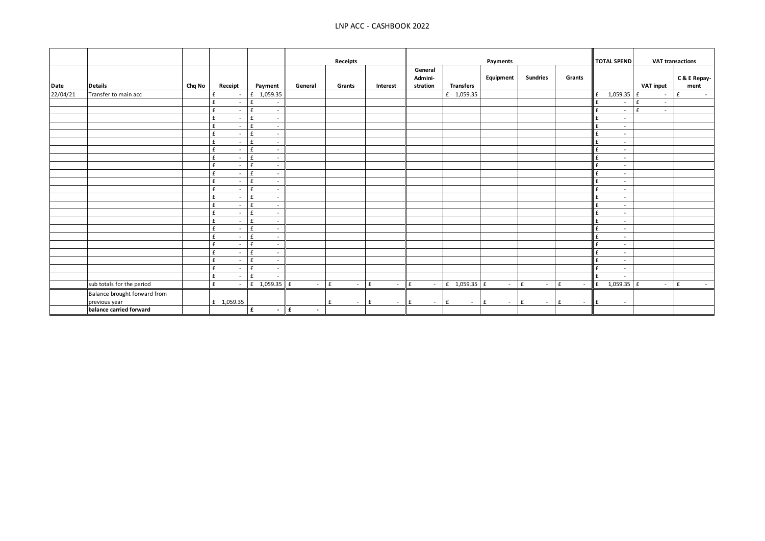# LNP ACC - CASHBOOK 2022

| Date | Details | Chq No | Receipt | Payment | Receipts | | | Payments | | | | | TOTAL SPEND | VAT transactions | |
|---|---|---|---|---|---|---|---|---|---|---|---|---|---|---|---|
| | | | | | General | Grants | Interest | General Administration | Transfers | Equipment | Sundries | Grants | | VAT input | C & E Repayment |
| 22/04/21 | Transfer to main acc | | £ - | £ 1,059.35 | | | | | £ 1,059.35 | | | | £ 1,059.35 | £ - | £ - |
| | | | £ - | £ - | | | | | | | | | £ - | £ - | |
| | | | £ - | £ - | | | | | | | | | £ - | | |
| | | | £ - | £ - | | | | | | | | | £ - | | |
| | | | £ - | £ - | | | | | | | | | £ - | | |
| | | | £ - | £ - | | | | | | | | | £ - | | |
| | | | £ - | £ - | | | | | | | | | £ - | | |
| | | | £ - | £ - | | | | | | | | | £ - | | |
| | | | £ - | £ - | | | | | | | | | £ - | | |
| | | | £ - | £ - | | | | | | | | | £ - | | |
| | | | £ - | £ - | | | | | | | | | £ - | | |
| | | | £ - | £ - | | | | | | | | | £ - | | |
| | | | £ - | £ - | | | | | | | | | £ - | | |
| | | | £ - | £ - | | | | | | | | | £ - | | |
| | | | £ - | £ - | | | | | | | | | £ - | | |
| | | | £ - | £ - | | | | | | | | | £ - | | |
| | | | £ - | £ - | | | | | | | | | £ - | | |
| | | | £ - | £ - | | | | | | | | | £ - | | |
| | | | £ - | £ - | | | | | | | | | £ - | | |
| | | | £ - | £ - | | | | | | | | | £ - | | |
| | | | £ - | £ - | | | | | | | | | £ - | | |
| | | | £ - | £ - | | | | | | | | | £ - | | |
| | | | £ - | £ - | | | | | | | | | £ - | | |
| | sub totals for the period | | £ - | £ 1,059.35 | £ - | £ - | £ - | £ - | £ 1,059.35 | £ - | £ - | £ - | £ 1,059.35 | £ - | £ - |
| | Balance brought forward from previous year | | £ 1,059.35 | | | £ - | £ - | £ - | £ - | £ - | £ - | £ - | £ - | | |
| | **balance carried forward** | | | **£ -** | **£ -** | | | | | | | | | | |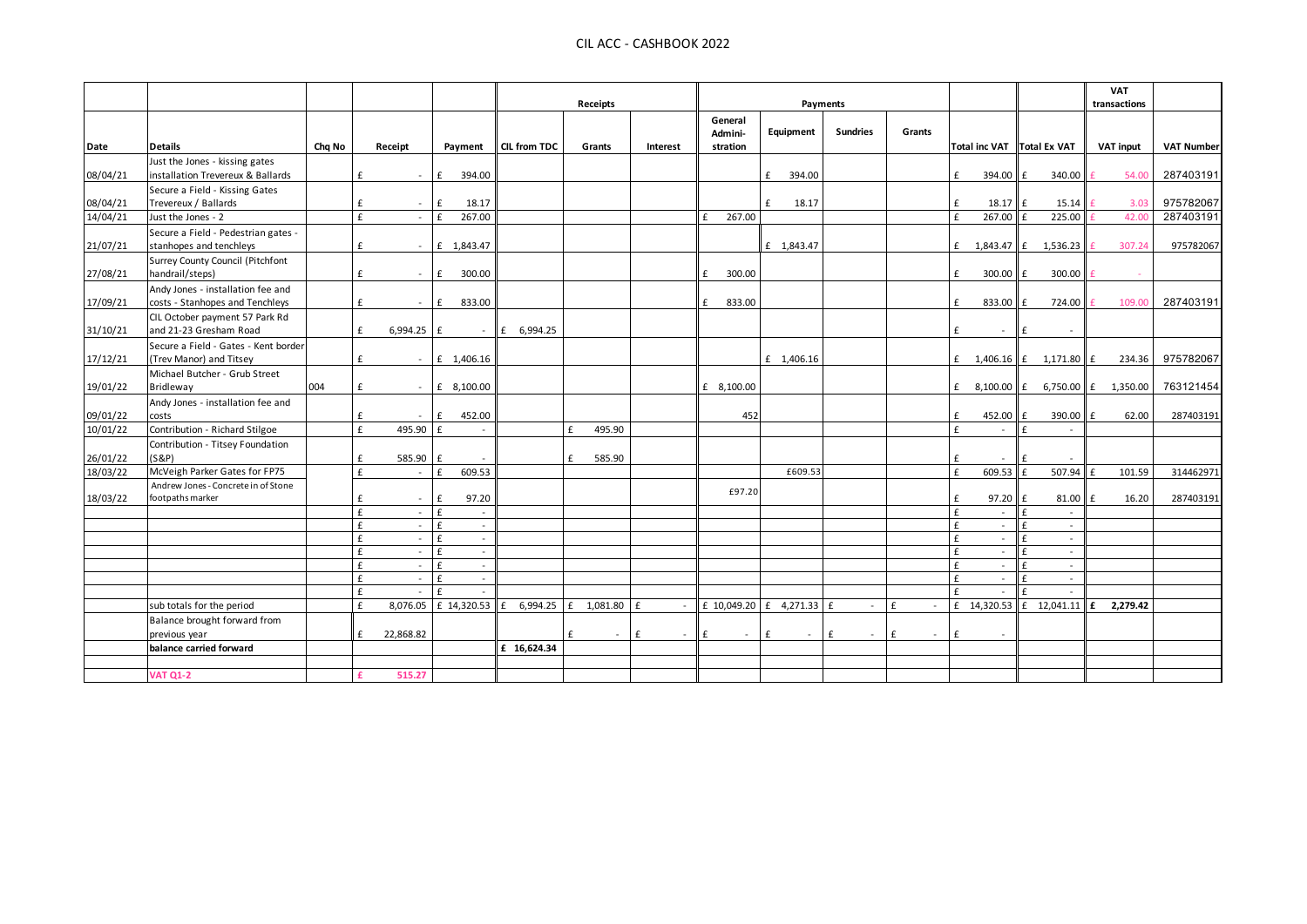# CIL ACC - CASHBOOK 2022

| | | | | | Receipts | | | Payments | | | | | | VAT transactions | |
|---|---|---|---|---|---|---|---|---|---|---|---|---|---|---|---|
| Date | Details | Chq No | Receipt | Payment | CIL from TDC | Grants | Interest | General Admini-stration | Equipment | Sundries | Grants | Total inc VAT | Total Ex VAT | VAT input | VAT Number |
| 08/04/21 | Just the Jones - kissing gates installation Trevereux & Ballards | | £ - | £ 394.00 | | | | | £ 394.00 | | | £ 394.00 | £ 340.00 | £ 54.00 | 287403191 |
| 08/04/21 | Secure a Field - Kissing Gates Trevereux / Ballards | | £ - | £ 18.17 | | | | | £ 18.17 | | | £ 18.17 | £ 15.14 | £ 3.03 | 975782067 |
| 14/04/21 | Just the Jones - 2 | | £ - | £ 267.00 | | | | £ 267.00 | | | | £ 267.00 | £ 225.00 | £ 42.00 | 287403191 |
| 21/07/21 | Secure a Field - Pedestrian gates - stanhopes and tenchleys | | £ - | £ 1,843.47 | | | | | £ 1,843.47 | | | £ 1,843.47 | £ 1,536.23 | £ 307.24 | 975782067 |
| 27/08/21 | Surrey County Council (Pitchfont handrail/steps) | | £ - | £ 300.00 | | | | £ 300.00 | | | | £ 300.00 | £ 300.00 | £ - | |
| 17/09/21 | Andy Jones - installation fee and costs - Stanhopes and Tenchleys | | £ - | £ 833.00 | | | | £ 833.00 | | | | £ 833.00 | £ 724.00 | £ 109.00 | 287403191 |
| 31/10/21 | CIL October payment 57 Park Rd and 21-23 Gresham Road | | £ 6,994.25 | £ - | £ 6,994.25 | | | | | | | £ - | £ - | | |
| 17/12/21 | Secure a Field - Gates - Kent border (Trev Manor) and Titsey | | £ - | £ 1,406.16 | | | | | £ 1,406.16 | | | £ 1,406.16 | £ 1,171.80 | £ 234.36 | 975782067 |
| 19/01/22 | Michael Butcher - Grub Street Bridleway | 004 | £ - | £ 8,100.00 | | | | £ 8,100.00 | | | | £ 8,100.00 | £ 6,750.00 | £ 1,350.00 | 763121454 |
| 09/01/22 | Andy Jones - installation fee and costs | | £ - | £ 452.00 | | | | 452 | | | | £ 452.00 | £ 390.00 | £ 62.00 | 287403191 |
| 10/01/22 | Contribution - Richard Stilgoe | | £ 495.90 | £ - | | £ 495.90 | | | | | | £ - | £ - | | |
| 26/01/22 | Contribution - Titsey Foundation (S&P) | | £ 585.90 | £ - | | £ 585.90 | | | | | | £ - | £ - | | |
| 18/03/22 | McVeigh Parker Gates for FP75 | | £ - | £ 609.53 | | | | | £609.53 | | | £ 609.53 | £ 507.94 | £ 101.59 | 314462971 |
| 18/03/22 | Andrew Jones - Concrete in of Stone footpaths marker | | £ - | £ 97.20 | | | | £97.20 | | | | £ 97.20 | £ 81.00 | £ 16.20 | 287403191 |
| | | | £ - | £ - | | | | | | | | £ - | £ - | | |
| | | | £ - | £ - | | | | | | | | £ - | £ - | | |
| | | | £ - | £ - | | | | | | | | £ - | £ - | | |
| | | | £ - | £ - | | | | | | | | £ - | £ - | | |
| | | | £ - | £ - | | | | | | | | £ - | £ - | | |
| | | | £ - | £ - | | | | | | | | £ - | £ - | | |
| | | | £ - | £ - | | | | | | | | £ - | £ - | | |
| | sub totals for the period | | £ 8,076.05 | £ 14,320.53 | £ 6,994.25 | £ 1,081.80 | £ - | £ 10,049.20 | £ 4,271.33 | £ - | £ - | £ 14,320.53 | £ 12,041.11 | £ 2,279.42 | |
| | Balance brought forward from previous year | | £ 22,868.82 | | | £ - | £ - | £ - | £ - | £ - | £ - | £ - | | | |
| | **balance carried forward** | | | | £ 16,624.34 | | | | | | | | | | |
| | | | | | | | | | | | | | | | |
| | **VAT Q1-2** | | **£ 515.27** | | | | | | | | | | | | |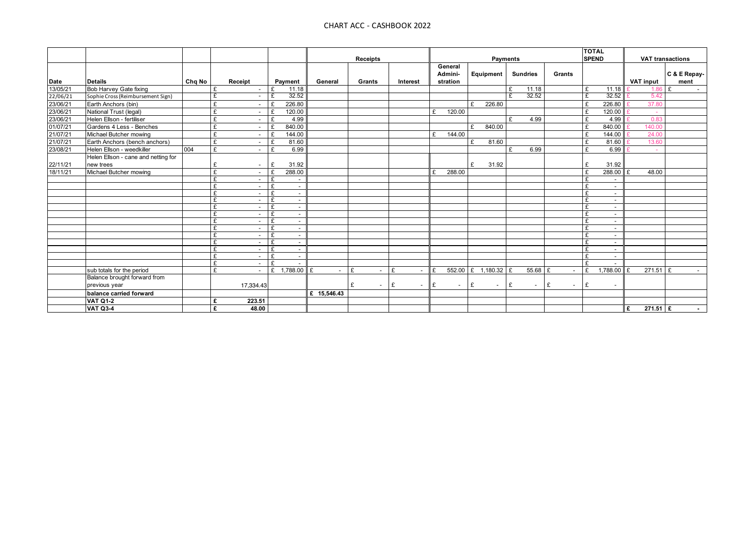# CHART ACC - CASHBOOK 2022

| Date | Details | Chq No | Receipt | Payment | Receipts | | | Payments | | | | TOTAL SPEND | VAT transactions | |
|---|---|---|---|---|---|---|---|---|---|---|---|---|---|---|
| | | | | | General | Grants | Interest | General Admini-stration | Equipment | Sundries | Grants | | VAT input | C & E Repay-ment |
| 13/05/21 | Bob Harvey Gate fixing | | £ - | £ 11.18 | | | | | | £ 11.18 | | £ 11.18 | £ 1.86 | £ - |
| 22/06/21 | Sophie Cross (Reimbursement Sign) | | £ - | £ 32.52 | | | | | | £ 32.52 | | £ 32.52 | £ 5.42 | |
| 23/06/21 | Earth Anchors (bin) | | £ - | £ 226.80 | | | | | £ 226.80 | | | £ 226.80 | £ 37.80 | |
| 23/06/21 | National Trust (legal) | | £ - | £ 120.00 | | | | £ 120.00 | | | | £ 120.00 | £ - | |
| 23/06/21 | Helen Ellson - fertiliser | | £ - | £ 4.99 | | | | | | £ 4.99 | | £ 4.99 | £ 0.83 | |
| 01/07/21 | Gardens 4 Less - Benches | | £ - | £ 840.00 | | | | | £ 840.00 | | | £ 840.00 | £ 140.00 | |
| 21/07/21 | Michael Butcher mowing | | £ - | £ 144.00 | | | | £ 144.00 | | | | £ 144.00 | £ 24.00 | |
| 21/07/21 | Earth Anchors (bench anchors) | | £ - | £ 81.60 | | | | | £ 81.60 | | | £ 81.60 | £ 13.60 | |
| 23/08/21 | Helen Ellson - weedkiller | 004 | £ - | £ 6.99 | | | | | | £ 6.99 | | £ 6.99 | £ - | |
| 22/11/21 | Helen Ellson - cane and netting for new trees | | £ - | £ 31.92 | | | | | £ 31.92 | | | £ 31.92 | | |
| 18/11/21 | Michael Butcher mowing | | £ - | £ 288.00 | | | | £ 288.00 | | | | £ 288.00 | £ 48.00 | |
| | | | £ - | £ - | | | | | | | | £ - | | |
| | | | £ - | £ - | | | | | | | | £ - | | |
| | | | £ - | £ - | | | | | | | | £ - | | |
| | | | £ - | £ - | | | | | | | | £ - | | |
| | | | £ - | £ - | | | | | | | | £ - | | |
| | | | £ - | £ - | | | | | | | | £ - | | |
| | | | £ - | £ - | | | | | | | | £ - | | |
| | | | £ - | £ - | | | | | | | | £ - | | |
| | | | £ - | £ - | | | | | | | | £ - | | |
| | | | £ - | £ - | | | | | | | | £ - | | |
| | | | £ - | £ - | | | | | | | | £ - | | |
| | | | £ - | £ - | | | | | | | | £ - | | |
| | | | £ - | £ - | | | | | | | | £ - | | |
| | sub totals for the period | | £ - | £ 1,788.00 | £ - | £ - | £ - | £ 552.00 | £ 1,180.32 | £ 55.68 | £ - | £ 1,788.00 | £ 271.51 | £ - |
| | Balance brought forward from previous year | | 17,334.43 | | | £ - | £ - | £ - | £ - | £ - | £ - | £ - | | |
| | **balance carried forward** | | | | £ 15,546.43 | | | | | | | | | |
| | **VAT Q1-2** | | **£ 223.51** | | | | | | | | | | | |
| | **VAT Q3-4** | | **£ 48.00** | | | | | | | | | | **£ 271.51** | **£ -** |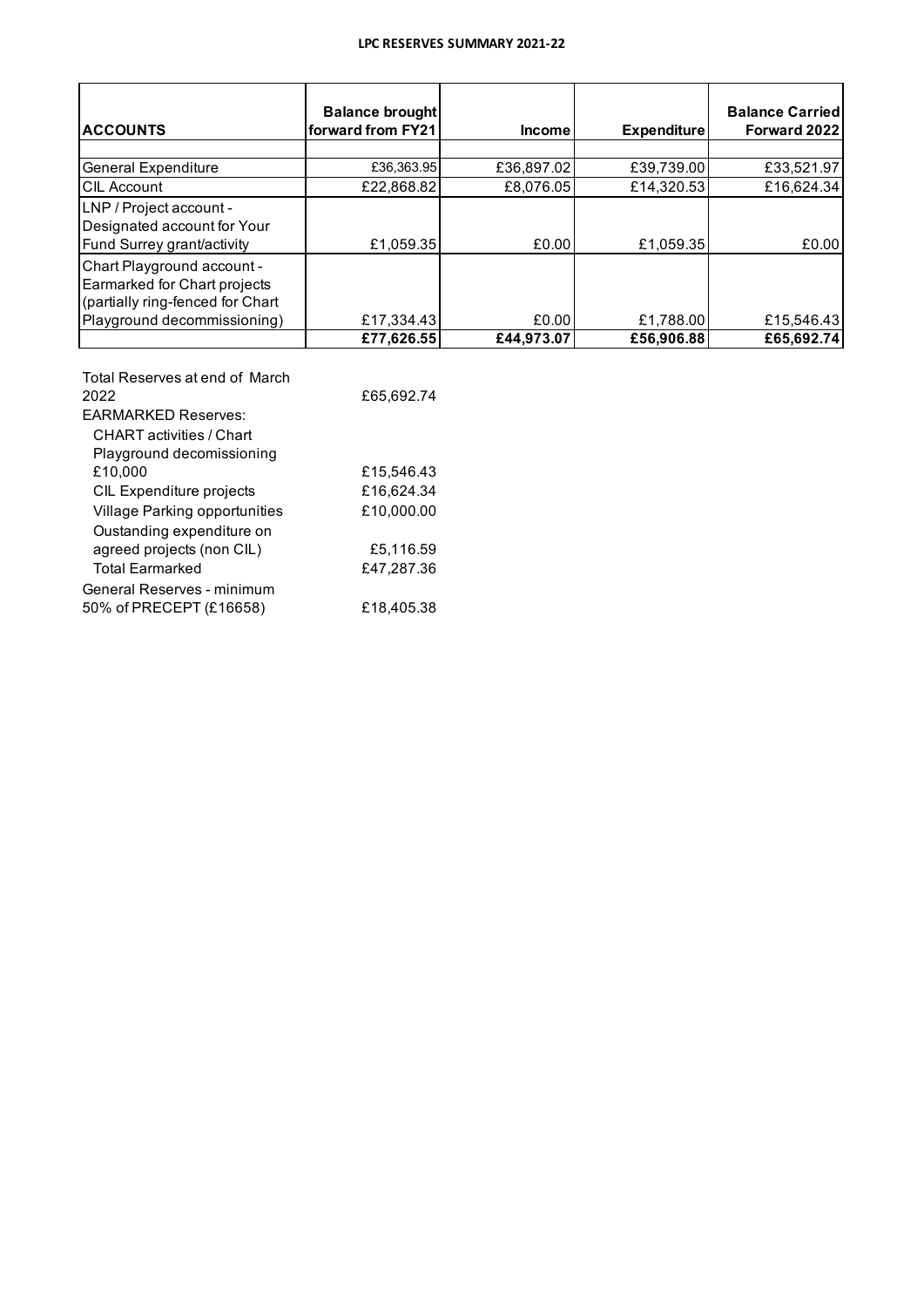# LPC RESERVES SUMMARY 2021-22

| ACCOUNTS | Balance brought forward from FY21 | Income | Expenditure | Balance Carried Forward 2022 |
|---|---|---|---|---|
| General Expenditure | £36,363.95 | £36,897.02 | £39,739.00 | £33,521.97 |
| CIL Account | £22,868.82 | £8,076.05 | £14,320.53 | £16,624.34 |
| LNP / Project account - Designated account for Your Fund Surrey grant/activity | £1,059.35 | £0.00 | £1,059.35 | £0.00 |
| Chart Playground account - Earmarked for Chart projects (partially ring-fenced for Chart Playground decommissioning) | £17,334.43 | £0.00 | £1,788.00 | £15,546.43 |
| | **£77,626.55** | **£44,973.07** | **£56,906.88** | **£65,692.74** |

| | |
|---|---|
| Total Reserves at end of March 2022 | £65,692.74 |
| EARMARKED Reserves: | |
| CHART activities / Chart Playground decomissioning £10,000 | £15,546.43 |
| CIL Expenditure projects | £16,624.34 |
| Village Parking opportunities | £10,000.00 |
| Oustanding expenditure on agreed projects (non CIL) | £5,116.59 |
| Total Earmarked | £47,287.36 |
| General Reserves - minimum 50% of PRECEPT (£16658) | £18,405.38 |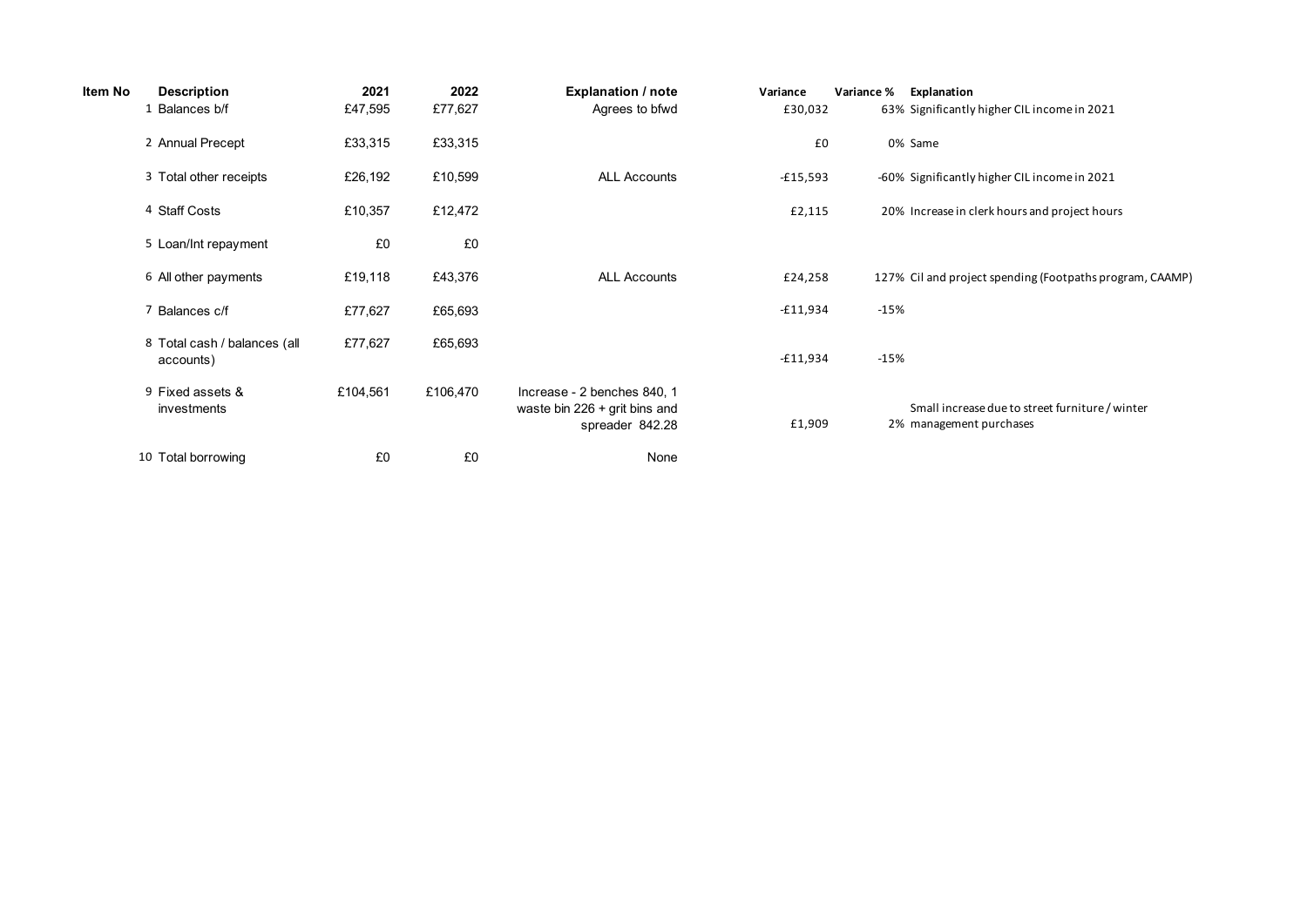| Item No | Description | 2021 | 2022 | Explanation / note | Variance | Variance % | Explanation |
|---|---|---|---|---|---|---|---|
| 1 | Balances b/f | £47,595 | £77,627 | Agrees to bfwd | £30,032 | 63% | Significantly higher CIL income in 2021 |
| 2 | Annual Precept | £33,315 | £33,315 | | £0 | 0% | Same |
| 3 | Total other receipts | £26,192 | £10,599 | ALL Accounts | -£15,593 | -60% | Significantly higher CIL income in 2021 |
| 4 | Staff Costs | £10,357 | £12,472 | | £2,115 | 20% | Increase in clerk hours and project hours |
| 5 | Loan/Int repayment | £0 | £0 | | | | |
| 6 | All other payments | £19,118 | £43,376 | ALL Accounts | £24,258 | 127% | Cil and project spending (Footpaths program, CAAMP) |
| 7 | Balances c/f | £77,627 | £65,693 | | -£11,934 | -15% | |
| 8 | Total cash / balances (all accounts) | £77,627 | £65,693 | | -£11,934 | -15% | |
| 9 | Fixed assets & investments | £104,561 | £106,470 | Increase - 2 benches 840, 1 waste bin 226 + grit bins and spreader 842.28 | £1,909 | 2% | Small increase due to street furniture / winter management purchases |
| 10 | Total borrowing | £0 | £0 | None | | | |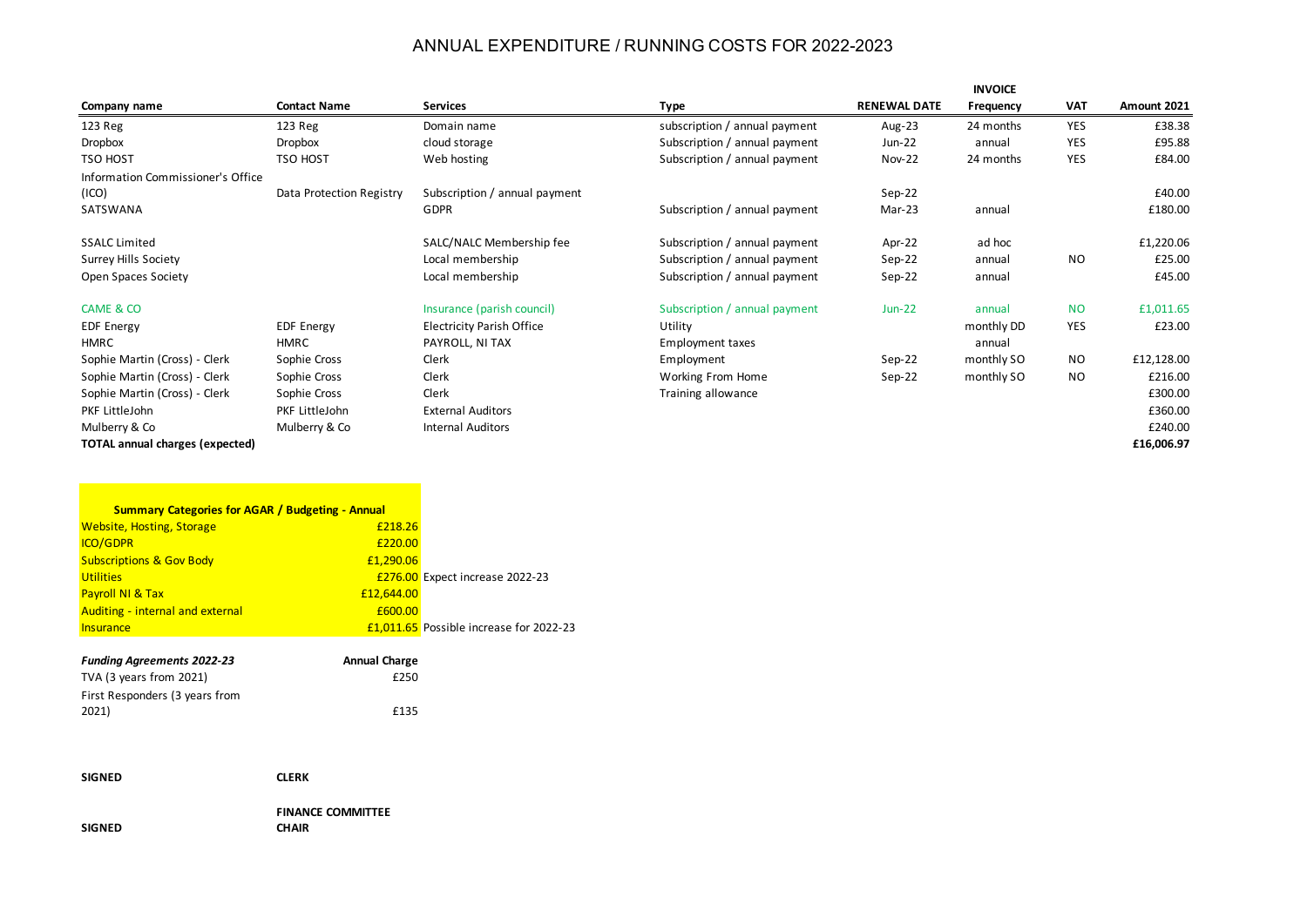# ANNUAL EXPENDITURE / RUNNING COSTS FOR 2022-2023

| Company name | Contact Name | Services | Type | RENEWAL DATE | INVOICE Frequency | VAT | Amount 2021 |
|---|---|---|---|---|---|---|---|
| 123 Reg | 123 Reg | Domain name | subscription / annual payment | Aug-23 | 24 months | YES | £38.38 |
| Dropbox | Dropbox | cloud storage | Subscription / annual payment | Jun-22 | annual | YES | £95.88 |
| TSO HOST | TSO HOST | Web hosting | Subscription / annual payment | Nov-22 | 24 months | YES | £84.00 |
| Information Commissioner's Office (ICO) | Data Protection Registry | Subscription / annual payment | | Sep-22 | | | £40.00 |
| SATSWANA | | GDPR | Subscription / annual payment | Mar-23 | annual | | £180.00 |
| SSALC Limited | | SALC/NALC Membership fee | Subscription / annual payment | Apr-22 | ad hoc | | £1,220.06 |
| Surrey Hills Society | | Local membership | Subscription / annual payment | Sep-22 | annual | NO | £25.00 |
| Open Spaces Society | | Local membership | Subscription / annual payment | Sep-22 | annual | | £45.00 |
| CAME & CO | | Insurance (parish council) | Subscription / annual payment | Jun-22 | annual | NO | £1,011.65 |
| EDF Energy | EDF Energy | Electricity Parish Office | Utility | | monthly DD | YES | £23.00 |
| HMRC | HMRC | PAYROLL, NI TAX | Employment taxes | | annual | | |
| Sophie Martin (Cross) - Clerk | Sophie Cross | Clerk | Employment | Sep-22 | monthly SO | NO | £12,128.00 |
| Sophie Martin (Cross) - Clerk | Sophie Cross | Clerk | Working From Home | Sep-22 | monthly SO | NO | £216.00 |
| Sophie Martin (Cross) - Clerk | Sophie Cross | Clerk | Training allowance | | | | £300.00 |
| PKF LittleJohn | PKF LittleJohn | External Auditors | | | | | £360.00 |
| Mulberry & Co | Mulberry & Co | Internal Auditors | | | | | £240.00 |
| **TOTAL annual charges (expected)** | | | | | | | **£16,006.97** |

| Summary Categories for AGAR / Budgeting - Annual | | |
|---|---|---|
| Website, Hosting, Storage | £218.26 | |
| ICO/GDPR | £220.00 | |
| Subscriptions & Gov Body | £1,290.06 | |
| Utilities | £276.00 | Expect increase 2022-23 |
| Payroll NI & Tax | £12,644.00 | |
| Auditing - internal and external | £600.00 | |
| Insurance | £1,011.65 | Possible increase for 2022-23 |

| *Funding Agreements 2022-23* | Annual Charge |
|---|---|
| TVA (3 years from 2021) | £250 |
| First Responders (3 years from 2021) | £135 |

**SIGNED** **CLERK**

**SIGNED** **FINANCE COMMITTEE CHAIR**